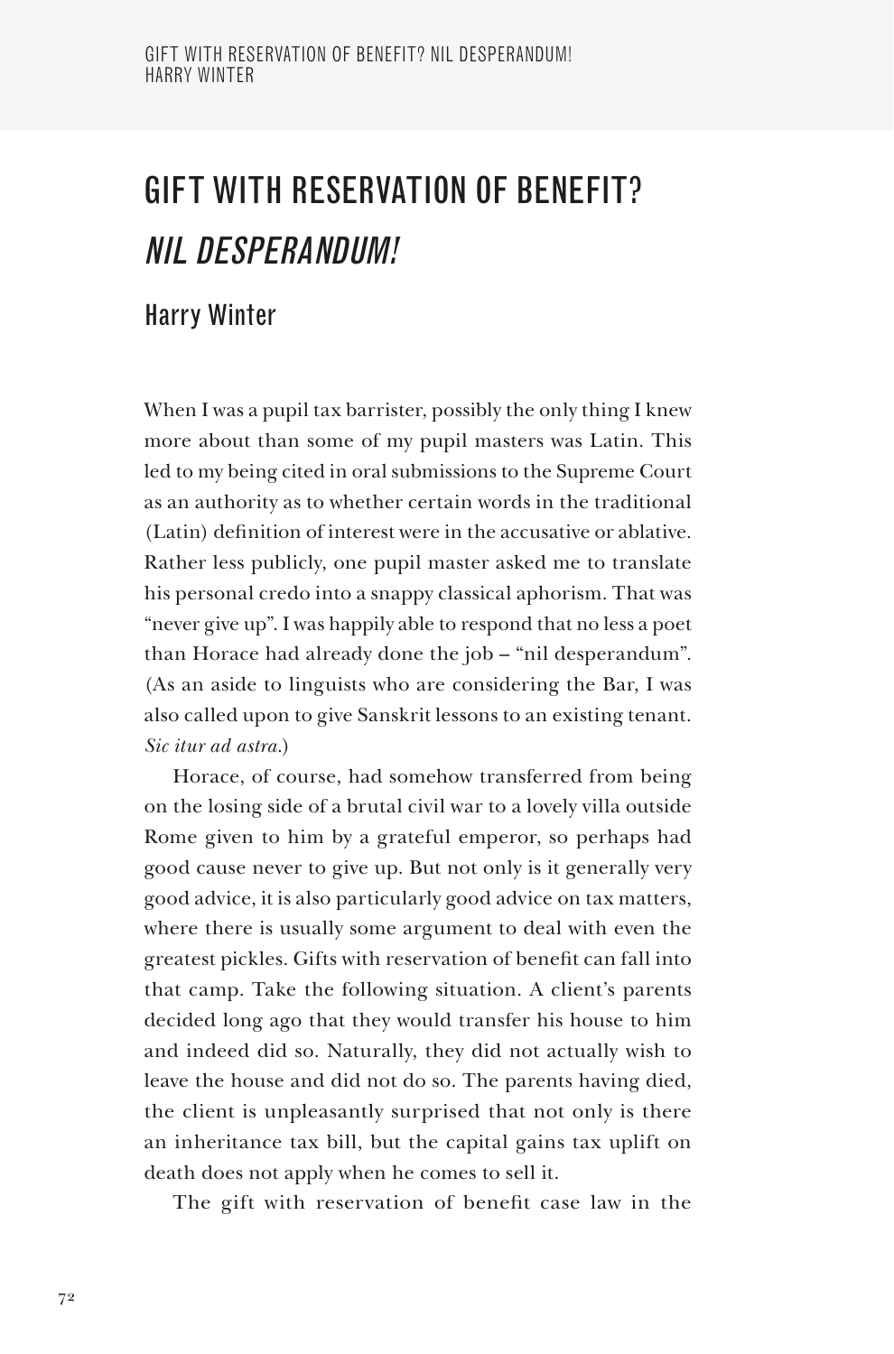# GIFT WITH RESERVATION OF BENEFIT? *NIL DESPERANDUM!*

## Harry Winter

When I was a pupil tax barrister, possibly the only thing I knew more about than some of my pupil masters was Latin. This led to my being cited in oral submissions to the Supreme Court as an authority as to whether certain words in the traditional (Latin) definition of interest were in the accusative or ablative. Rather less publicly, one pupil master asked me to translate his personal credo into a snappy classical aphorism. That was "never give up". I was happily able to respond that no less a poet than Horace had already done the job – "nil desperandum". (As an aside to linguists who are considering the Bar, I was also called upon to give Sanskrit lessons to an existing tenant. *Sic itur ad astra.*)

Horace, of course, had somehow transferred from being on the losing side of a brutal civil war to a lovely villa outside Rome given to him by a grateful emperor, so perhaps had good cause never to give up. But not only is it generally very good advice, it is also particularly good advice on tax matters, where there is usually some argument to deal with even the greatest pickles. Gifts with reservation of benefit can fall into that camp. Take the following situation. A client's parents decided long ago that they would transfer his house to him and indeed did so. Naturally, they did not actually wish to leave the house and did not do so. The parents having died, the client is unpleasantly surprised that not only is there an inheritance tax bill, but the capital gains tax uplift on death does not apply when he comes to sell it.

The gift with reservation of benefit case law in the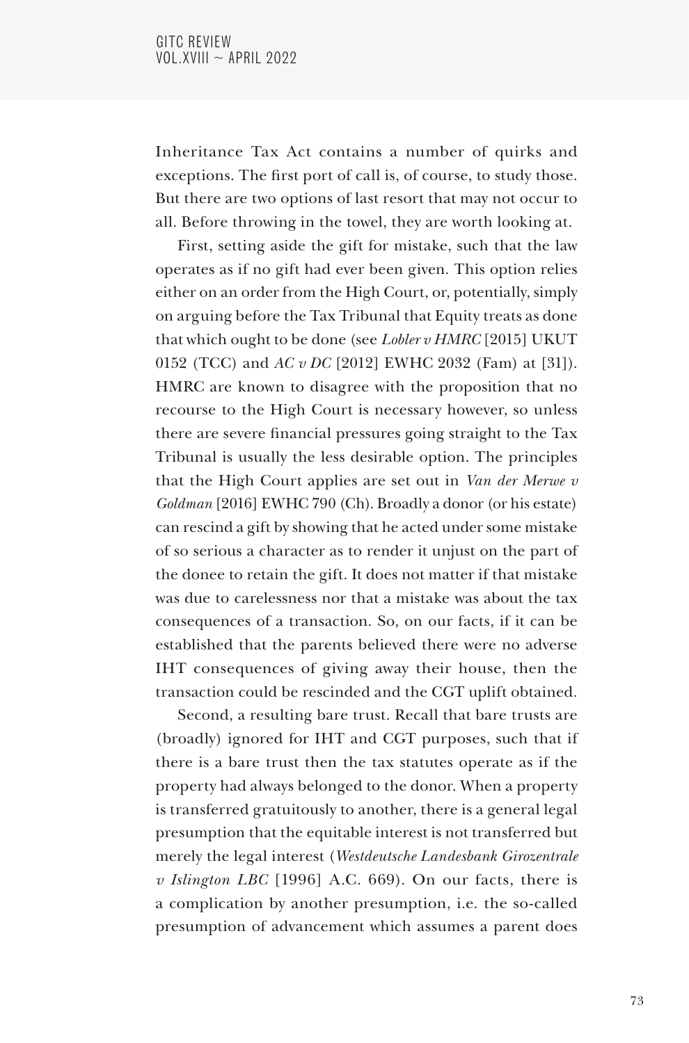Inheritance Tax Act contains a number of quirks and exceptions. The first port of call is, of course, to study those. But there are two options of last resort that may not occur to all. Before throwing in the towel, they are worth looking at.

First, setting aside the gift for mistake, such that the law operates as if no gift had ever been given. This option relies either on an order from the High Court, or, potentially, simply on arguing before the Tax Tribunal that Equity treats as done that which ought to be done (see *Lobler v HMRC* [2015] UKUT 0152 (TCC) and *AC v DC* [2012] EWHC 2032 (Fam) at [31]). HMRC are known to disagree with the proposition that no recourse to the High Court is necessary however, so unless there are severe financial pressures going straight to the Tax Tribunal is usually the less desirable option. The principles that the High Court applies are set out in *Van der Merwe v Goldman* [2016] EWHC 790 (Ch). Broadly a donor (or his estate) can rescind a gift by showing that he acted under some mistake of so serious a character as to render it unjust on the part of the donee to retain the gift. It does not matter if that mistake was due to carelessness nor that a mistake was about the tax consequences of a transaction. So, on our facts, if it can be established that the parents believed there were no adverse IHT consequences of giving away their house, then the transaction could be rescinded and the CGT uplift obtained.

Second, a resulting bare trust. Recall that bare trusts are (broadly) ignored for IHT and CGT purposes, such that if there is a bare trust then the tax statutes operate as if the property had always belonged to the donor. When a property is transferred gratuitously to another, there is a general legal presumption that the equitable interest is not transferred but merely the legal interest (*Westdeutsche Landesbank Girozentrale v Islington LBC* [1996] A.C. 669). On our facts, there is a complication by another presumption, i.e. the so-called presumption of advancement which assumes a parent does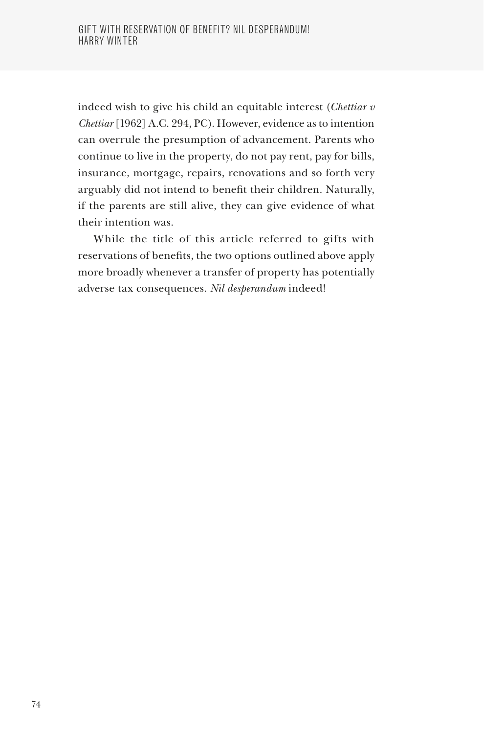indeed wish to give his child an equitable interest (*Chettiar v Chettiar* [1962] A.C. 294, PC). However, evidence as to intention can overrule the presumption of advancement. Parents who continue to live in the property, do not pay rent, pay for bills, insurance, mortgage, repairs, renovations and so forth very arguably did not intend to benefit their children. Naturally, if the parents are still alive, they can give evidence of what their intention was.

While the title of this article referred to gifts with reservations of benefits, the two options outlined above apply more broadly whenever a transfer of property has potentially adverse tax consequences. *Nil desperandum* indeed!